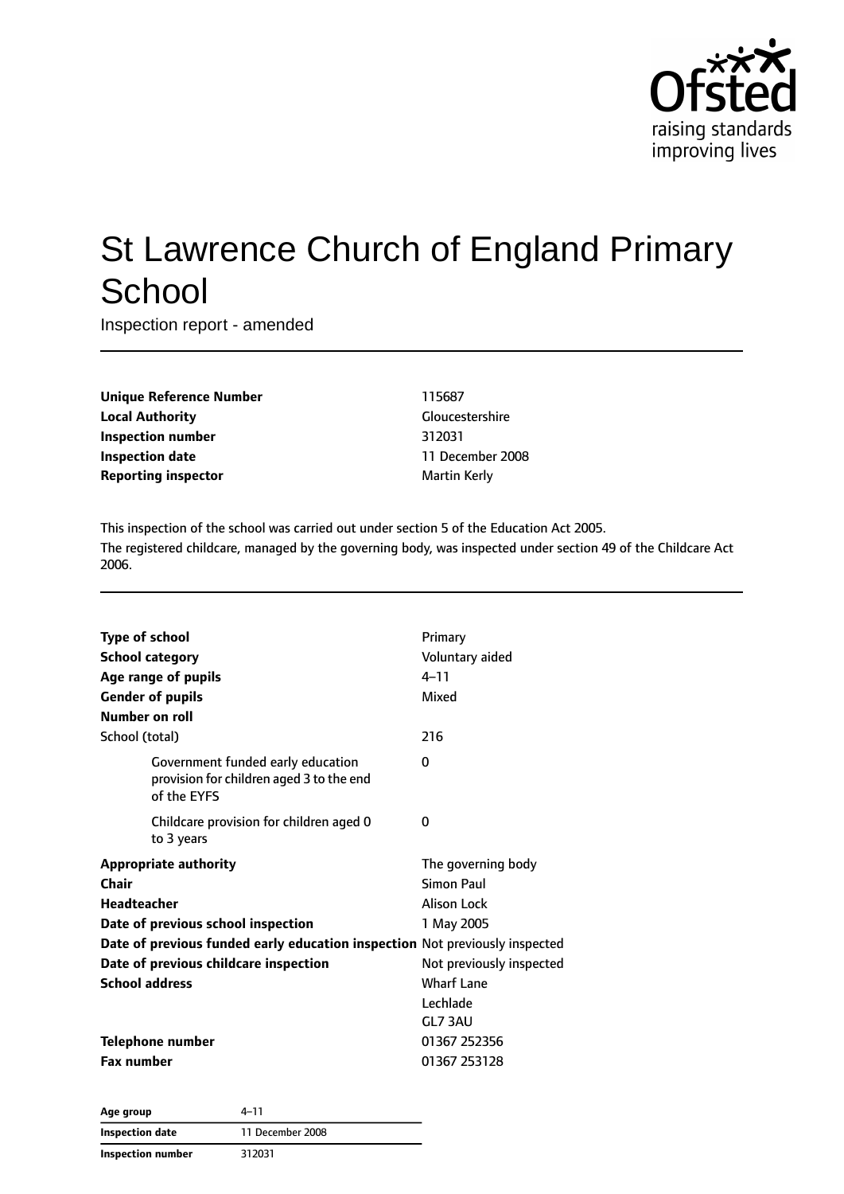# St Lawrence Church of England Primary School

Inspection report - amended

| | |
|---|---|
| **Unique Reference Number** | 115687 |
| **Local Authority** | Gloucestershire |
| **Inspection number** | 312031 |
| **Inspection date** | 11 December 2008 |
| **Reporting inspector** | Martin Kerly |

This inspection of the school was carried out under section 5 of the Education Act 2005.

The registered childcare, managed by the governing body, was inspected under section 49 of the Childcare Act 2006.

| | |
|---|---|
| **Type of school** | Primary |
| **School category** | Voluntary aided |
| **Age range of pupils** | 4–11 |
| **Gender of pupils** | Mixed |
| **Number on roll** | |
| School (total) | 216 |
| Government funded early education provision for children aged 3 to the end of the EYFS | 0 |
| Childcare provision for children aged 0 to 3 years | 0 |
| **Appropriate authority** | The governing body |
| **Chair** | Simon Paul |
| **Headteacher** | Alison Lock |
| **Date of previous school inspection** | 1 May 2005 |
| **Date of previous funded early education inspection** | Not previously inspected |
| **Date of previous childcare inspection** | Not previously inspected |
| **School address** | Wharf Lane<br>Lechlade<br>GL7 3AU |
| **Telephone number** | 01367 252356 |
| **Fax number** | 01367 253128 |

| | |
|---|---|
| **Age group** | 4–11 |
| **Inspection date** | 11 December 2008 |
| **Inspection number** | 312031 |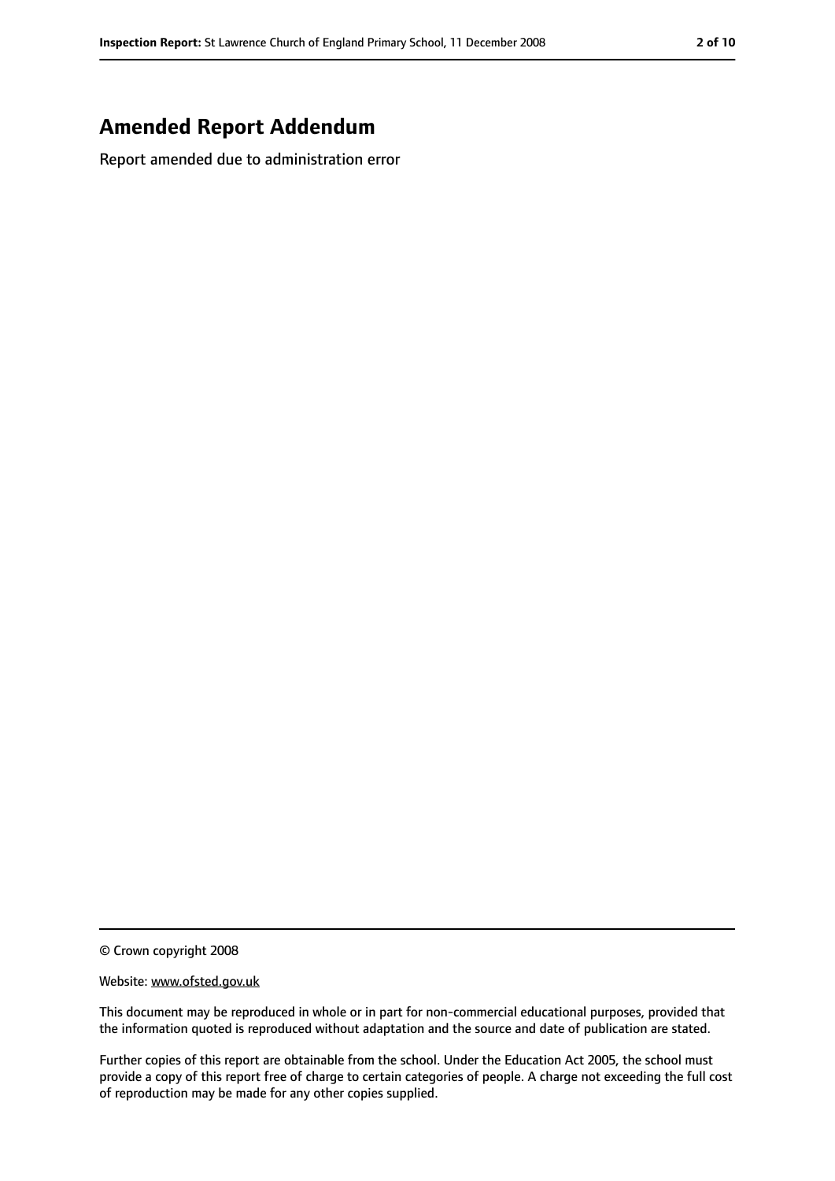# Amended Report Addendum

Report amended due to administration error

© Crown copyright 2008

Website: www.ofsted.gov.uk

This document may be reproduced in whole or in part for non-commercial educational purposes, provided that the information quoted is reproduced without adaptation and the source and date of publication are stated.

Further copies of this report are obtainable from the school. Under the Education Act 2005, the school must provide a copy of this report free of charge to certain categories of people. A charge not exceeding the full cost of reproduction may be made for any other copies supplied.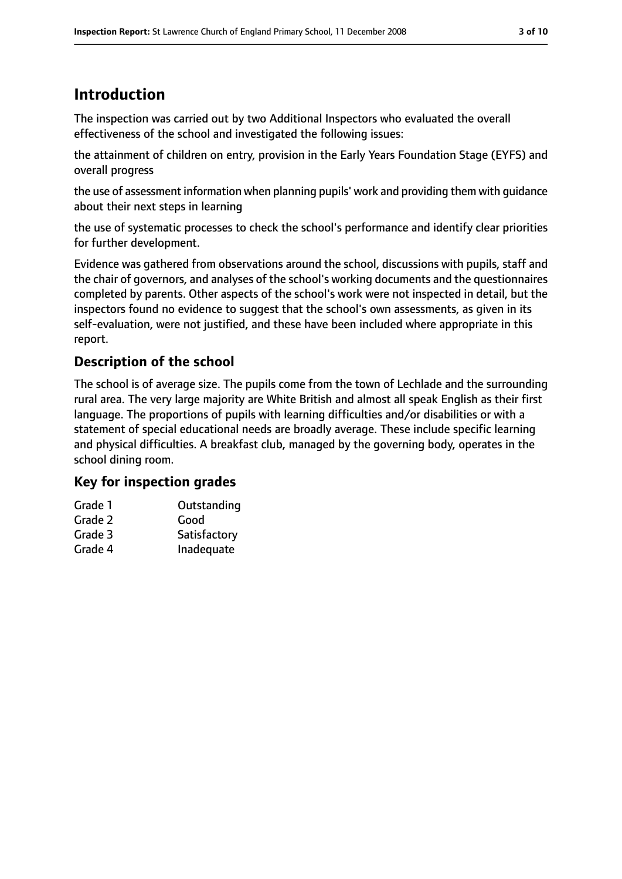## Introduction

The inspection was carried out by two Additional Inspectors who evaluated the overall effectiveness of the school and investigated the following issues:

the attainment of children on entry, provision in the Early Years Foundation Stage (EYFS) and overall progress

the use of assessment information when planning pupils' work and providing them with guidance about their next steps in learning

the use of systematic processes to check the school's performance and identify clear priorities for further development.

Evidence was gathered from observations around the school, discussions with pupils, staff and the chair of governors, and analyses of the school's working documents and the questionnaires completed by parents. Other aspects of the school's work were not inspected in detail, but the inspectors found no evidence to suggest that the school's own assessments, as given in its self-evaluation, were not justified, and these have been included where appropriate in this report.

### Description of the school

The school is of average size. The pupils come from the town of Lechlade and the surrounding rural area. The very large majority are White British and almost all speak English as their first language. The proportions of pupils with learning difficulties and/or disabilities or with a statement of special educational needs are broadly average. These include specific learning and physical difficulties. A breakfast club, managed by the governing body, operates in the school dining room.

### Key for inspection grades

| | |
|---|---|
| Grade 1 | Outstanding |
| Grade 2 | Good |
| Grade 3 | Satisfactory |
| Grade 4 | Inadequate |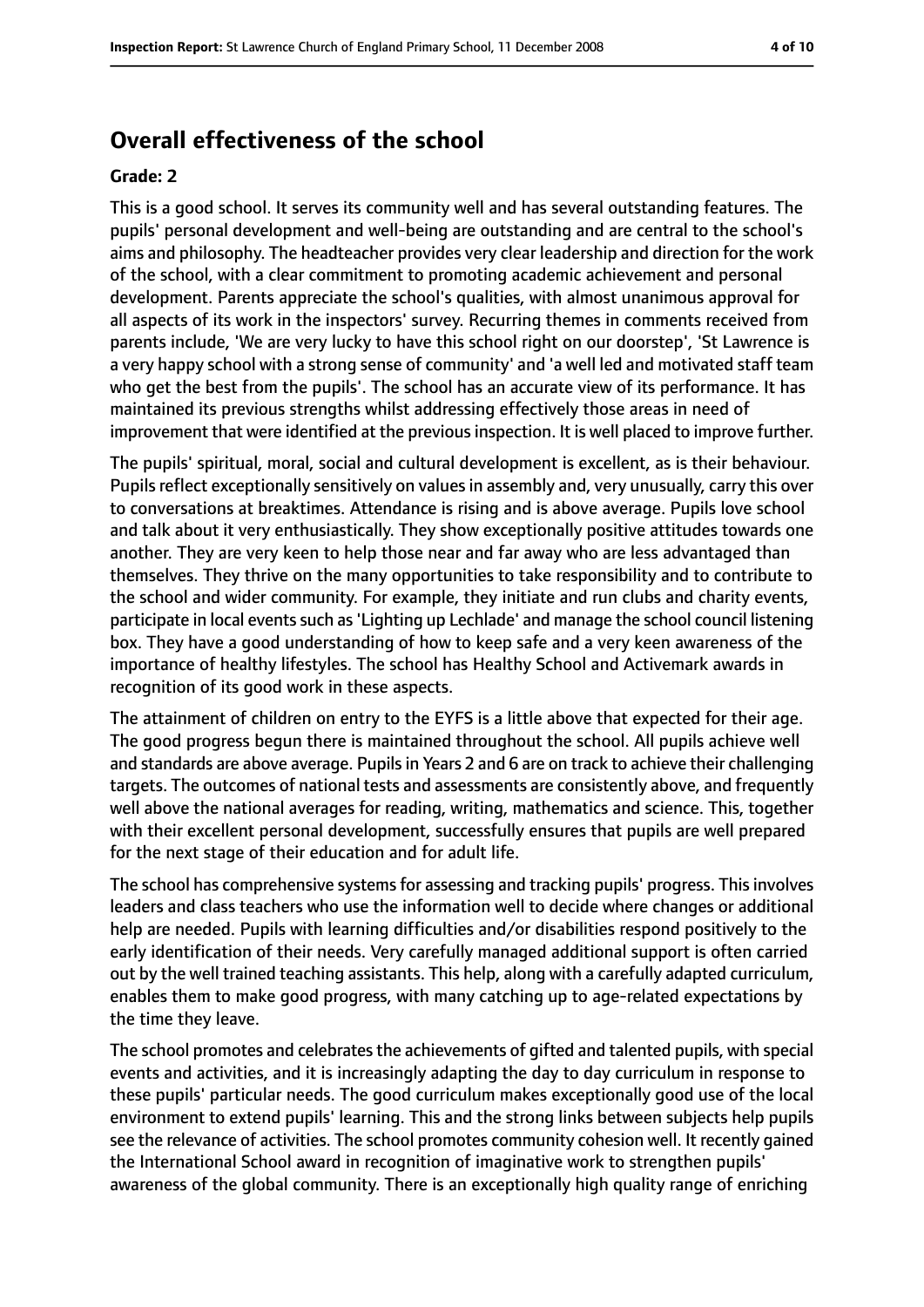## Overall effectiveness of the school

**Grade: 2**

This is a good school. It serves its community well and has several outstanding features. The pupils' personal development and well-being are outstanding and are central to the school's aims and philosophy. The headteacher provides very clear leadership and direction for the work of the school, with a clear commitment to promoting academic achievement and personal development. Parents appreciate the school's qualities, with almost unanimous approval for all aspects of its work in the inspectors' survey. Recurring themes in comments received from parents include, 'We are very lucky to have this school right on our doorstep', 'St Lawrence is a very happy school with a strong sense of community' and 'a well led and motivated staff team who get the best from the pupils'. The school has an accurate view of its performance. It has maintained its previous strengths whilst addressing effectively those areas in need of improvement that were identified at the previous inspection. It is well placed to improve further.

The pupils' spiritual, moral, social and cultural development is excellent, as is their behaviour. Pupils reflect exceptionally sensitively on values in assembly and, very unusually, carry this over to conversations at breaktimes. Attendance is rising and is above average. Pupils love school and talk about it very enthusiastically. They show exceptionally positive attitudes towards one another. They are very keen to help those near and far away who are less advantaged than themselves. They thrive on the many opportunities to take responsibility and to contribute to the school and wider community. For example, they initiate and run clubs and charity events, participate in local events such as 'Lighting up Lechlade' and manage the school council listening box. They have a good understanding of how to keep safe and a very keen awareness of the importance of healthy lifestyles. The school has Healthy School and Activemark awards in recognition of its good work in these aspects.

The attainment of children on entry to the EYFS is a little above that expected for their age. The good progress begun there is maintained throughout the school. All pupils achieve well and standards are above average. Pupils in Years 2 and 6 are on track to achieve their challenging targets. The outcomes of national tests and assessments are consistently above, and frequently well above the national averages for reading, writing, mathematics and science. This, together with their excellent personal development, successfully ensures that pupils are well prepared for the next stage of their education and for adult life.

The school has comprehensive systems for assessing and tracking pupils' progress. This involves leaders and class teachers who use the information well to decide where changes or additional help are needed. Pupils with learning difficulties and/or disabilities respond positively to the early identification of their needs. Very carefully managed additional support is often carried out by the well trained teaching assistants. This help, along with a carefully adapted curriculum, enables them to make good progress, with many catching up to age-related expectations by the time they leave.

The school promotes and celebrates the achievements of gifted and talented pupils, with special events and activities, and it is increasingly adapting the day to day curriculum in response to these pupils' particular needs. The good curriculum makes exceptionally good use of the local environment to extend pupils' learning. This and the strong links between subjects help pupils see the relevance of activities. The school promotes community cohesion well. It recently gained the International School award in recognition of imaginative work to strengthen pupils' awareness of the global community. There is an exceptionally high quality range of enriching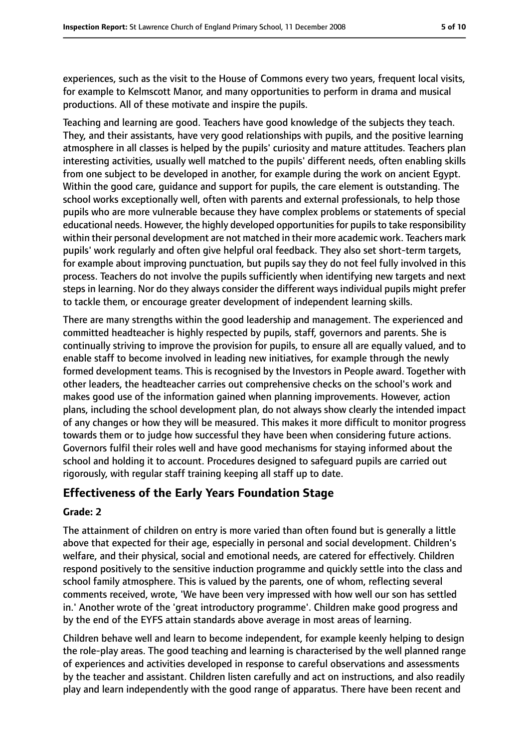experiences, such as the visit to the House of Commons every two years, frequent local visits, for example to Kelmscott Manor, and many opportunities to perform in drama and musical productions. All of these motivate and inspire the pupils.

Teaching and learning are good. Teachers have good knowledge of the subjects they teach. They, and their assistants, have very good relationships with pupils, and the positive learning atmosphere in all classes is helped by the pupils' curiosity and mature attitudes. Teachers plan interesting activities, usually well matched to the pupils' different needs, often enabling skills from one subject to be developed in another, for example during the work on ancient Egypt. Within the good care, guidance and support for pupils, the care element is outstanding. The school works exceptionally well, often with parents and external professionals, to help those pupils who are more vulnerable because they have complex problems or statements of special educational needs. However, the highly developed opportunities for pupils to take responsibility within their personal development are not matched in their more academic work. Teachers mark pupils' work regularly and often give helpful oral feedback. They also set short-term targets, for example about improving punctuation, but pupils say they do not feel fully involved in this process. Teachers do not involve the pupils sufficiently when identifying new targets and next steps in learning. Nor do they always consider the different ways individual pupils might prefer to tackle them, or encourage greater development of independent learning skills.

There are many strengths within the good leadership and management. The experienced and committed headteacher is highly respected by pupils, staff, governors and parents. She is continually striving to improve the provision for pupils, to ensure all are equally valued, and to enable staff to become involved in leading new initiatives, for example through the newly formed development teams. This is recognised by the Investors in People award. Together with other leaders, the headteacher carries out comprehensive checks on the school's work and makes good use of the information gained when planning improvements. However, action plans, including the school development plan, do not always show clearly the intended impact of any changes or how they will be measured. This makes it more difficult to monitor progress towards them or to judge how successful they have been when considering future actions. Governors fulfil their roles well and have good mechanisms for staying informed about the school and holding it to account. Procedures designed to safeguard pupils are carried out rigorously, with regular staff training keeping all staff up to date.

## Effectiveness of the Early Years Foundation Stage

**Grade: 2**

The attainment of children on entry is more varied than often found but is generally a little above that expected for their age, especially in personal and social development. Children's welfare, and their physical, social and emotional needs, are catered for effectively. Children respond positively to the sensitive induction programme and quickly settle into the class and school family atmosphere. This is valued by the parents, one of whom, reflecting several comments received, wrote, 'We have been very impressed with how well our son has settled in.' Another wrote of the 'great introductory programme'. Children make good progress and by the end of the EYFS attain standards above average in most areas of learning.

Children behave well and learn to become independent, for example keenly helping to design the role-play areas. The good teaching and learning is characterised by the well planned range of experiences and activities developed in response to careful observations and assessments by the teacher and assistant. Children listen carefully and act on instructions, and also readily play and learn independently with the good range of apparatus. There have been recent and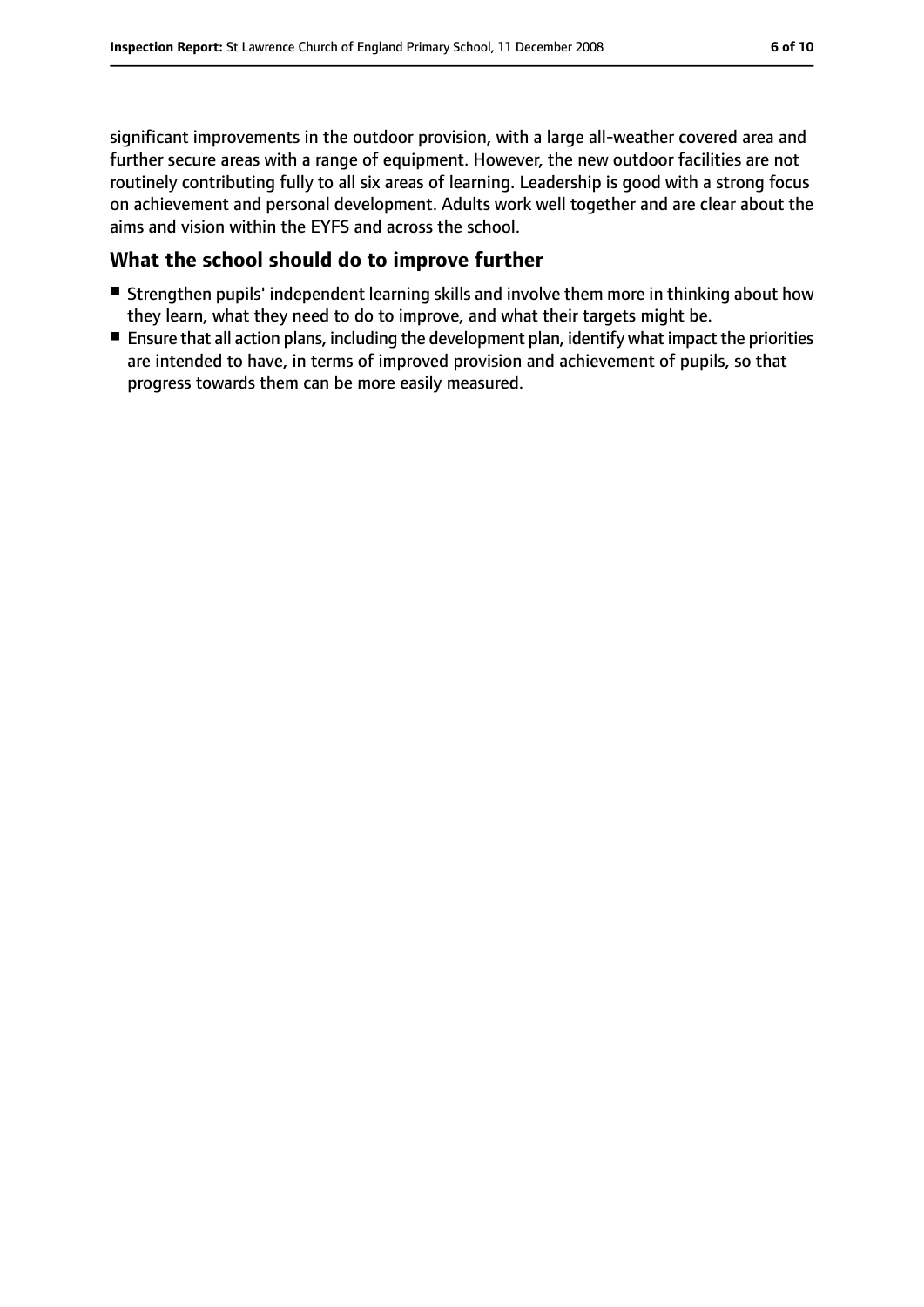significant improvements in the outdoor provision, with a large all-weather covered area and further secure areas with a range of equipment. However, the new outdoor facilities are not routinely contributing fully to all six areas of learning. Leadership is good with a strong focus on achievement and personal development. Adults work well together and are clear about the aims and vision within the EYFS and across the school.

## What the school should do to improve further

- Strengthen pupils' independent learning skills and involve them more in thinking about how they learn, what they need to do to improve, and what their targets might be.
- Ensure that all action plans, including the development plan, identify what impact the priorities are intended to have, in terms of improved provision and achievement of pupils, so that progress towards them can be more easily measured.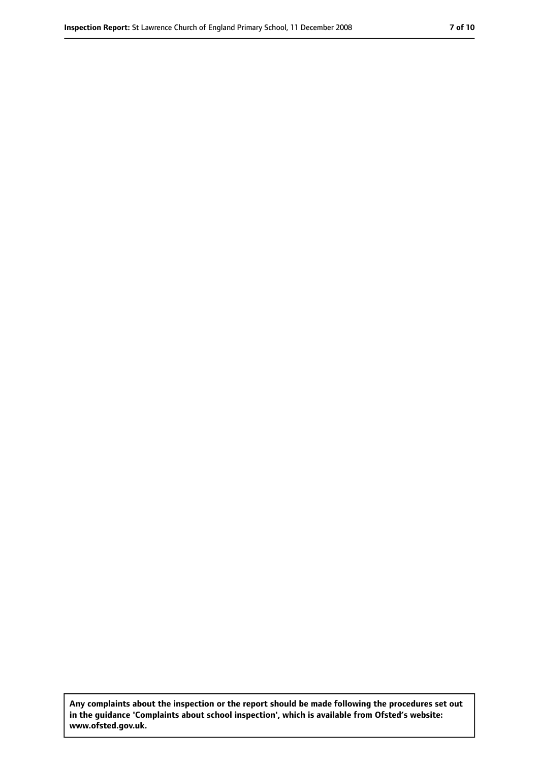**Any complaints about the inspection or the report should be made following the procedures set out in the guidance 'Complaints about school inspection', which is available from Ofsted's website: www.ofsted.gov.uk.**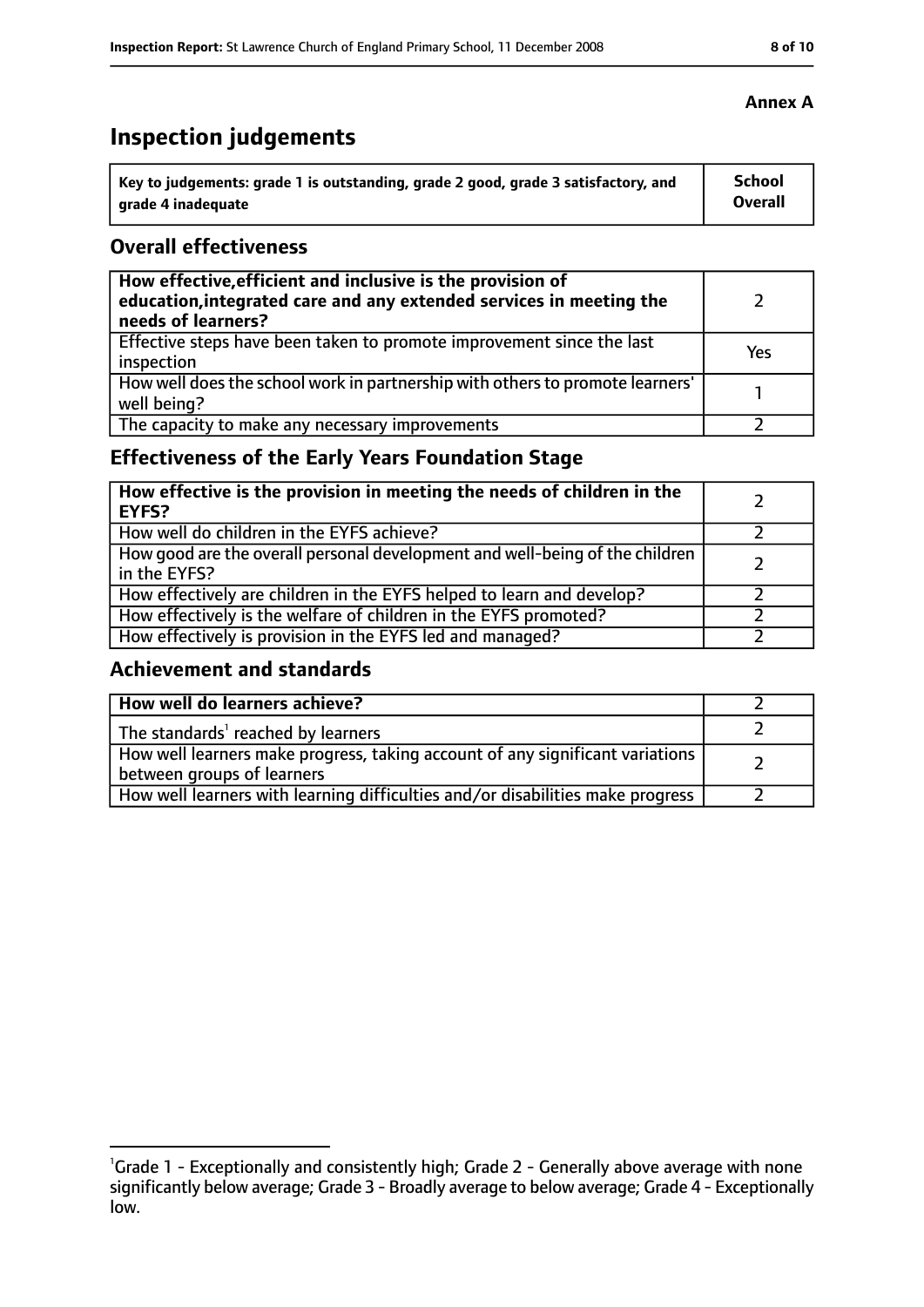**Annex A**

# Inspection judgements

| Key to judgements: grade 1 is outstanding, grade 2 good, grade 3 satisfactory, and grade 4 inadequate | School Overall |
|---|---|

## Overall effectiveness

| | |
|---|---|
| **How effective, efficient and inclusive is the provision of education, integrated care and any extended services in meeting the needs of learners?** | 2 |
| Effective steps have been taken to promote improvement since the last inspection | Yes |
| How well does the school work in partnership with others to promote learners' well being? | 1 |
| The capacity to make any necessary improvements | 2 |

## Effectiveness of the Early Years Foundation Stage

| | |
|---|---|
| **How effective is the provision in meeting the needs of children in the EYFS?** | 2 |
| How well do children in the EYFS achieve? | 2 |
| How good are the overall personal development and well-being of the children in the EYFS? | 2 |
| How effectively are children in the EYFS helped to learn and develop? | 2 |
| How effectively is the welfare of children in the EYFS promoted? | 2 |
| How effectively is provision in the EYFS led and managed? | 2 |

## Achievement and standards

| | |
|---|---|
| **How well do learners achieve?** | 2 |
| The standards[1] reached by learners | 2 |
| How well learners make progress, taking account of any significant variations between groups of learners | 2 |
| How well learners with learning difficulties and/or disabilities make progress | 2 |

[1]Grade 1 - Exceptionally and consistently high; Grade 2 - Generally above average with none significantly below average; Grade 3 - Broadly average to below average; Grade 4 - Exceptionally low.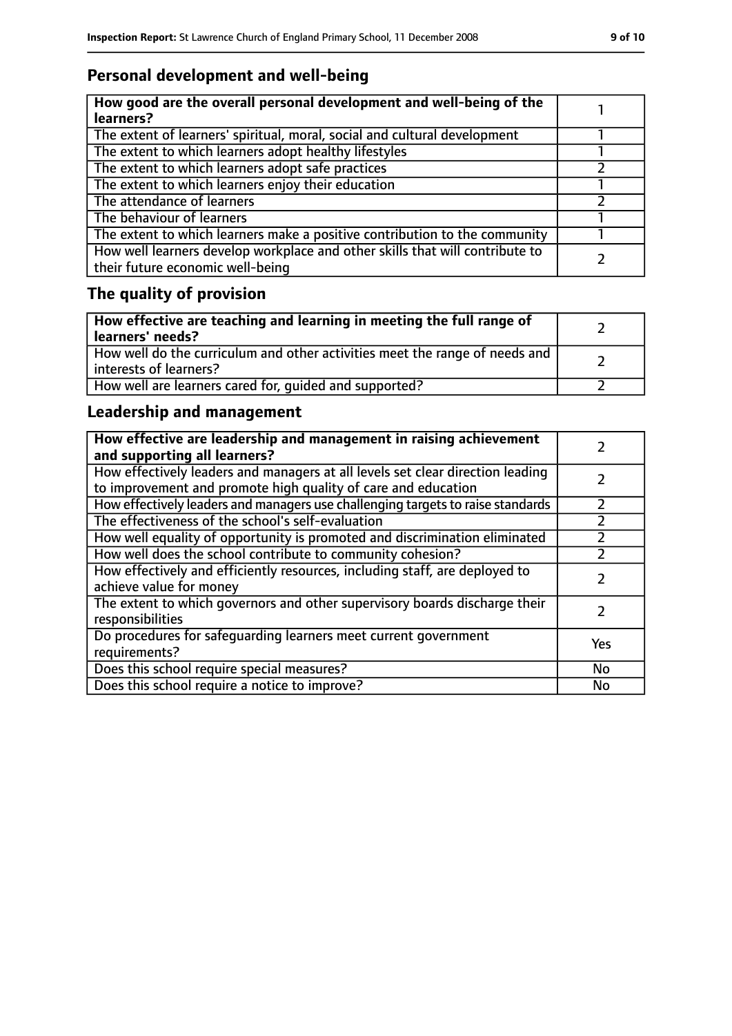## Personal development and well-being

| **How good are the overall personal development and well-being of the learners?** | 1 |
|---|---|
| The extent of learners' spiritual, moral, social and cultural development | 1 |
| The extent to which learners adopt healthy lifestyles | 1 |
| The extent to which learners adopt safe practices | 2 |
| The extent to which learners enjoy their education | 1 |
| The attendance of learners | 2 |
| The behaviour of learners | 1 |
| The extent to which learners make a positive contribution to the community | 1 |
| How well learners develop workplace and other skills that will contribute to their future economic well-being | 2 |

## The quality of provision

| **How effective are teaching and learning in meeting the full range of learners' needs?** | 2 |
|---|---|
| How well do the curriculum and other activities meet the range of needs and interests of learners? | 2 |
| How well are learners cared for, guided and supported? | 2 |

## Leadership and management

| **How effective are leadership and management in raising achievement and supporting all learners?** | 2 |
|---|---|
| How effectively leaders and managers at all levels set clear direction leading to improvement and promote high quality of care and education | 2 |
| How effectively leaders and managers use challenging targets to raise standards | 2 |
| The effectiveness of the school's self-evaluation | 2 |
| How well equality of opportunity is promoted and discrimination eliminated | 2 |
| How well does the school contribute to community cohesion? | 2 |
| How effectively and efficiently resources, including staff, are deployed to achieve value for money | 2 |
| The extent to which governors and other supervisory boards discharge their responsibilities | 2 |
| Do procedures for safeguarding learners meet current government requirements? | Yes |
| Does this school require special measures? | No |
| Does this school require a notice to improve? | No |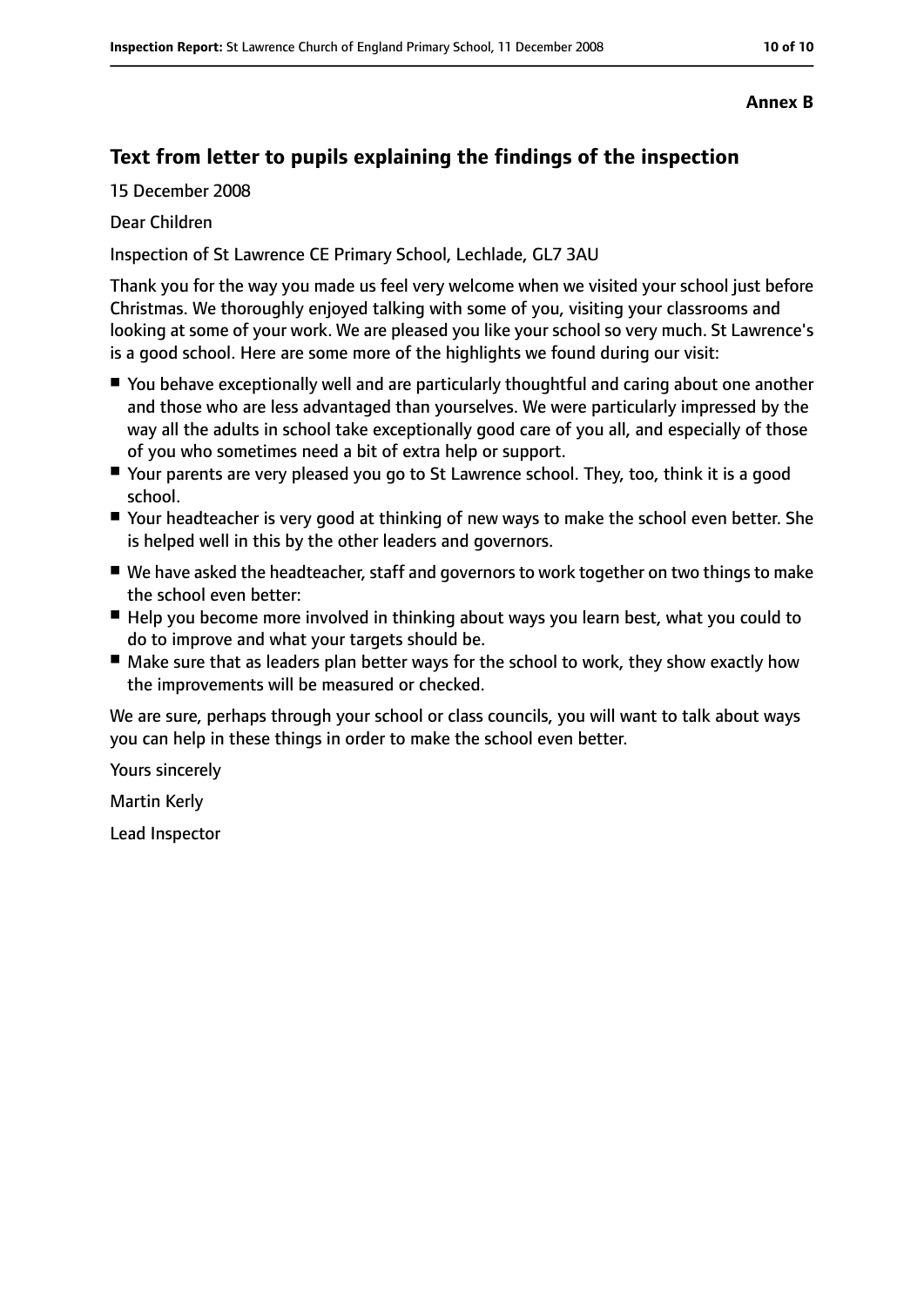**Annex B**

## Text from letter to pupils explaining the findings of the inspection

15 December 2008

Dear Children

Inspection of St Lawrence CE Primary School, Lechlade, GL7 3AU

Thank you for the way you made us feel very welcome when we visited your school just before Christmas. We thoroughly enjoyed talking with some of you, visiting your classrooms and looking at some of your work. We are pleased you like your school so very much. St Lawrence's is a good school. Here are some more of the highlights we found during our visit:

- You behave exceptionally well and are particularly thoughtful and caring about one another and those who are less advantaged than yourselves. We were particularly impressed by the way all the adults in school take exceptionally good care of you all, and especially of those of you who sometimes need a bit of extra help or support.
- Your parents are very pleased you go to St Lawrence school. They, too, think it is a good school.
- Your headteacher is very good at thinking of new ways to make the school even better. She is helped well in this by the other leaders and governors.

- We have asked the headteacher, staff and governors to work together on two things to make the school even better:
- Help you become more involved in thinking about ways you learn best, what you could to do to improve and what your targets should be.
- Make sure that as leaders plan better ways for the school to work, they show exactly how the improvements will be measured or checked.

We are sure, perhaps through your school or class councils, you will want to talk about ways you can help in these things in order to make the school even better.

Yours sincerely

Martin Kerly

Lead Inspector